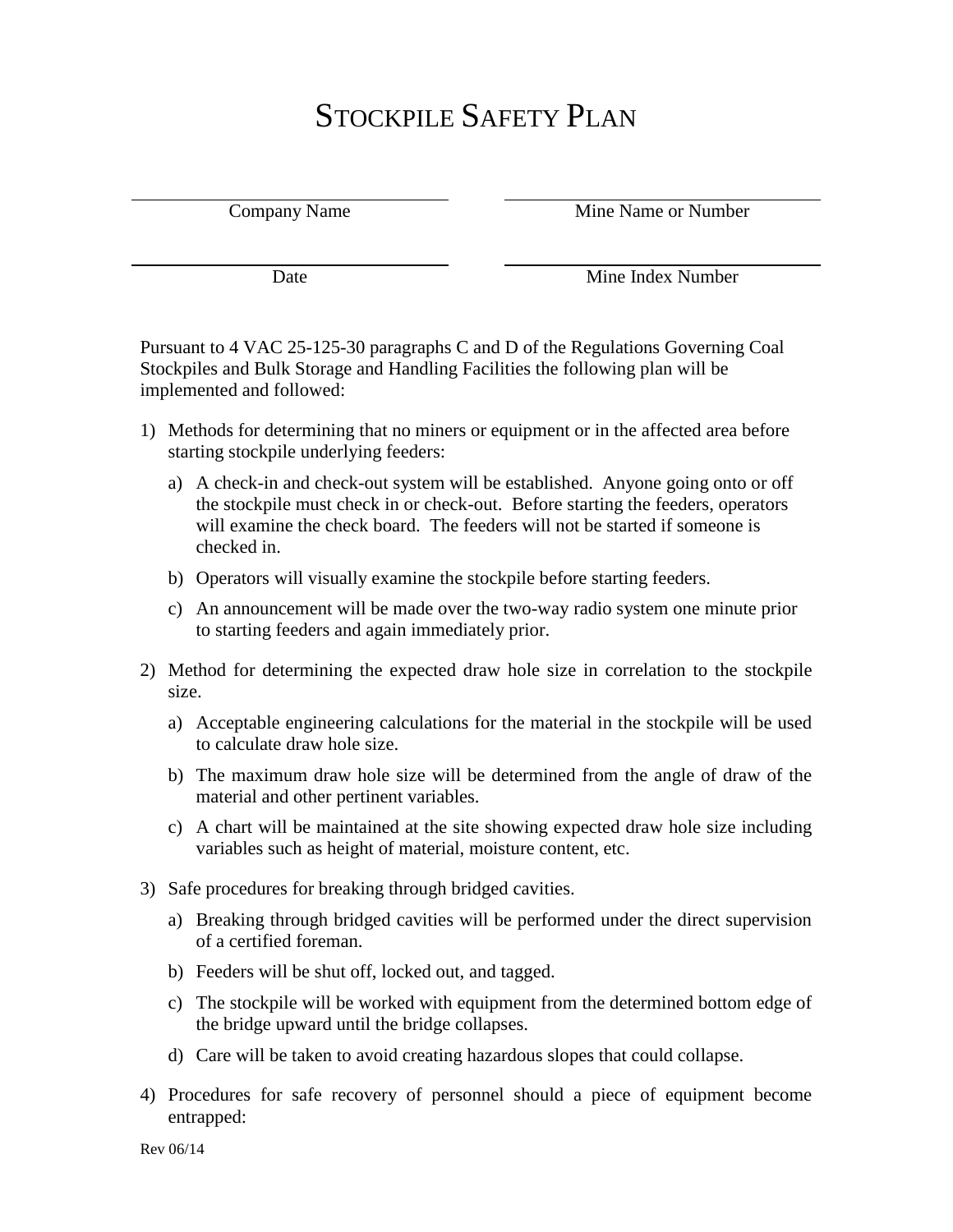# STOCKPILE SAFETY PLAN

| | |
|---|---|
| Company Name | Mine Name or Number |
| Date | Mine Index Number |

Pursuant to 4 VAC 25-125-30 paragraphs C and D of the Regulations Governing Coal Stockpiles and Bulk Storage and Handling Facilities the following plan will be implemented and followed:

1) Methods for determining that no miners or equipment or in the affected area before starting stockpile underlying feeders:

   a) A check-in and check-out system will be established. Anyone going onto or off the stockpile must check in or check-out. Before starting the feeders, operators will examine the check board. The feeders will not be started if someone is checked in.

   b) Operators will visually examine the stockpile before starting feeders.

   c) An announcement will be made over the two-way radio system one minute prior to starting feeders and again immediately prior.

2) Method for determining the expected draw hole size in correlation to the stockpile size.

   a) Acceptable engineering calculations for the material in the stockpile will be used to calculate draw hole size.

   b) The maximum draw hole size will be determined from the angle of draw of the material and other pertinent variables.

   c) A chart will be maintained at the site showing expected draw hole size including variables such as height of material, moisture content, etc.

3) Safe procedures for breaking through bridged cavities.

   a) Breaking through bridged cavities will be performed under the direct supervision of a certified foreman.

   b) Feeders will be shut off, locked out, and tagged.

   c) The stockpile will be worked with equipment from the determined bottom edge of the bridge upward until the bridge collapses.

   d) Care will be taken to avoid creating hazardous slopes that could collapse.

4) Procedures for safe recovery of personnel should a piece of equipment become entrapped:

Rev 06/14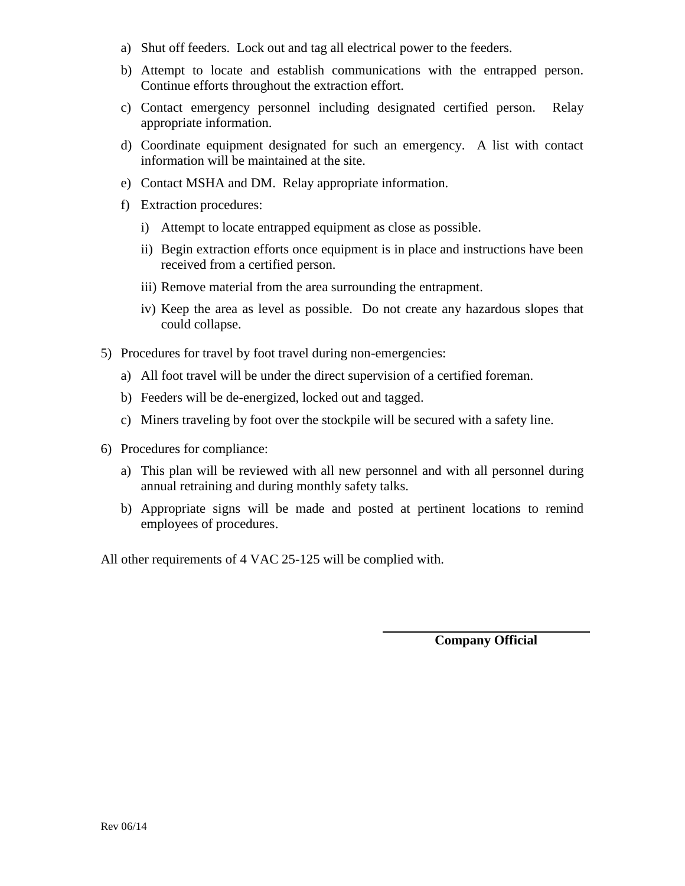a) Shut off feeders. Lock out and tag all electrical power to the feeders.

b) Attempt to locate and establish communications with the entrapped person. Continue efforts throughout the extraction effort.

c) Contact emergency personnel including designated certified person. Relay appropriate information.

d) Coordinate equipment designated for such an emergency. A list with contact information will be maintained at the site.

e) Contact MSHA and DM. Relay appropriate information.

f) Extraction procedures:

   i) Attempt to locate entrapped equipment as close as possible.

   ii) Begin extraction efforts once equipment is in place and instructions have been received from a certified person.

   iii) Remove material from the area surrounding the entrapment.

   iv) Keep the area as level as possible. Do not create any hazardous slopes that could collapse.

5) Procedures for travel by foot travel during non-emergencies:

   a) All foot travel will be under the direct supervision of a certified foreman.

   b) Feeders will be de-energized, locked out and tagged.

   c) Miners traveling by foot over the stockpile will be secured with a safety line.

6) Procedures for compliance:

   a) This plan will be reviewed with all new personnel and with all personnel during annual retraining and during monthly safety talks.

   b) Appropriate signs will be made and posted at pertinent locations to remind employees of procedures.

All other requirements of 4 VAC 25-125 will be complied with.

\_\_\_\_\_\_\_\_\_\_\_\_\_\_\_\_\_\_\_\_\_\_\_\_\_\_\_\_

**Company Official**

Rev 06/14